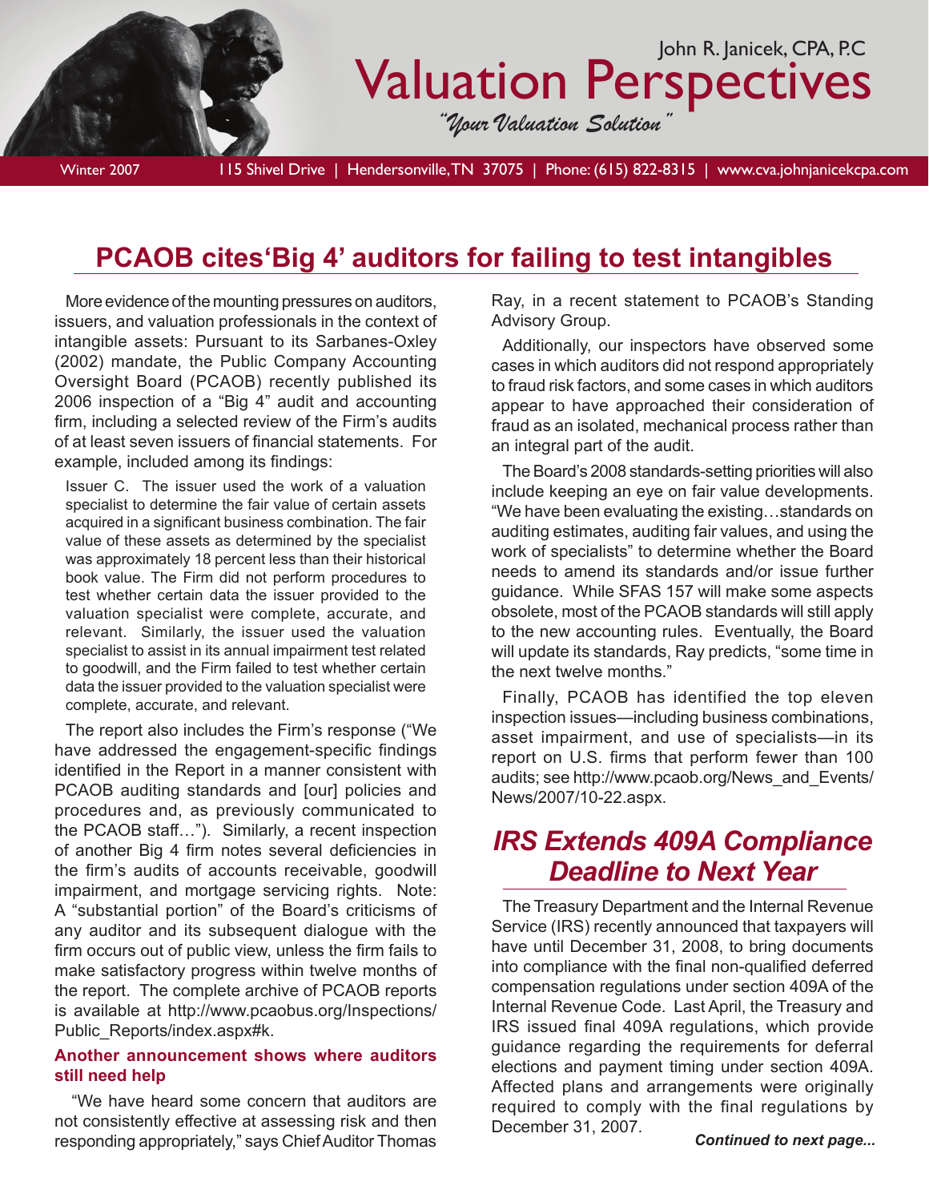John R. Janicek, CPA, P.C

# Valuation Perspectives

*"Your Valuation Solution"*

Winter 2007 | 115 Shivel Drive | Hendersonville, TN 37075 | Phone: (615) 822-8315 | www.cva.johnjanicekcpa.com

## PCAOB cites'Big 4' auditors for failing to test intangibles

More evidence of the mounting pressures on auditors, issuers, and valuation professionals in the context of intangible assets: Pursuant to its Sarbanes-Oxley (2002) mandate, the Public Company Accounting Oversight Board (PCAOB) recently published its 2006 inspection of a "Big 4" audit and accounting firm, including a selected review of the Firm's audits of at least seven issuers of financial statements. For example, included among its findings:

> Issuer C. The issuer used the work of a valuation specialist to determine the fair value of certain assets acquired in a significant business combination. The fair value of these assets as determined by the specialist was approximately 18 percent less than their historical book value. The Firm did not perform procedures to test whether certain data the issuer provided to the valuation specialist were complete, accurate, and relevant. Similarly, the issuer used the valuation specialist to assist in its annual impairment test related to goodwill, and the Firm failed to test whether certain data the issuer provided to the valuation specialist were complete, accurate, and relevant.

The report also includes the Firm's response ("We have addressed the engagement-specific findings identified in the Report in a manner consistent with PCAOB auditing standards and [our] policies and procedures and, as previously communicated to the PCAOB staff…"). Similarly, a recent inspection of another Big 4 firm notes several deficiencies in the firm's audits of accounts receivable, goodwill impairment, and mortgage servicing rights. Note: A "substantial portion" of the Board's criticisms of any auditor and its subsequent dialogue with the firm occurs out of public view, unless the firm fails to make satisfactory progress within twelve months of the report. The complete archive of PCAOB reports is available at http://www.pcaobus.org/Inspections/Public_Reports/index.aspx#k.

### Another announcement shows where auditors still need help

"We have heard some concern that auditors are not consistently effective at assessing risk and then responding appropriately," says Chief Auditor Thomas Ray, in a recent statement to PCAOB's Standing Advisory Group.

Additionally, our inspectors have observed some cases in which auditors did not respond appropriately to fraud risk factors, and some cases in which auditors appear to have approached their consideration of fraud as an isolated, mechanical process rather than an integral part of the audit.

The Board's 2008 standards-setting priorities will also include keeping an eye on fair value developments. "We have been evaluating the existing…standards on auditing estimates, auditing fair values, and using the work of specialists" to determine whether the Board needs to amend its standards and/or issue further guidance. While SFAS 157 will make some aspects obsolete, most of the PCAOB standards will still apply to the new accounting rules. Eventually, the Board will update its standards, Ray predicts, "some time in the next twelve months."

Finally, PCAOB has identified the top eleven inspection issues—including business combinations, asset impairment, and use of specialists—in its report on U.S. firms that perform fewer than 100 audits; see http://www.pcaob.org/News_and_Events/News/2007/10-22.aspx.

## *IRS Extends 409A Compliance Deadline to Next Year*

The Treasury Department and the Internal Revenue Service (IRS) recently announced that taxpayers will have until December 31, 2008, to bring documents into compliance with the final non-qualified deferred compensation regulations under section 409A of the Internal Revenue Code. Last April, the Treasury and IRS issued final 409A regulations, which provide guidance regarding the requirements for deferral elections and payment timing under section 409A. Affected plans and arrangements were originally required to comply with the final regulations by December 31, 2007.

***Continued to next page...***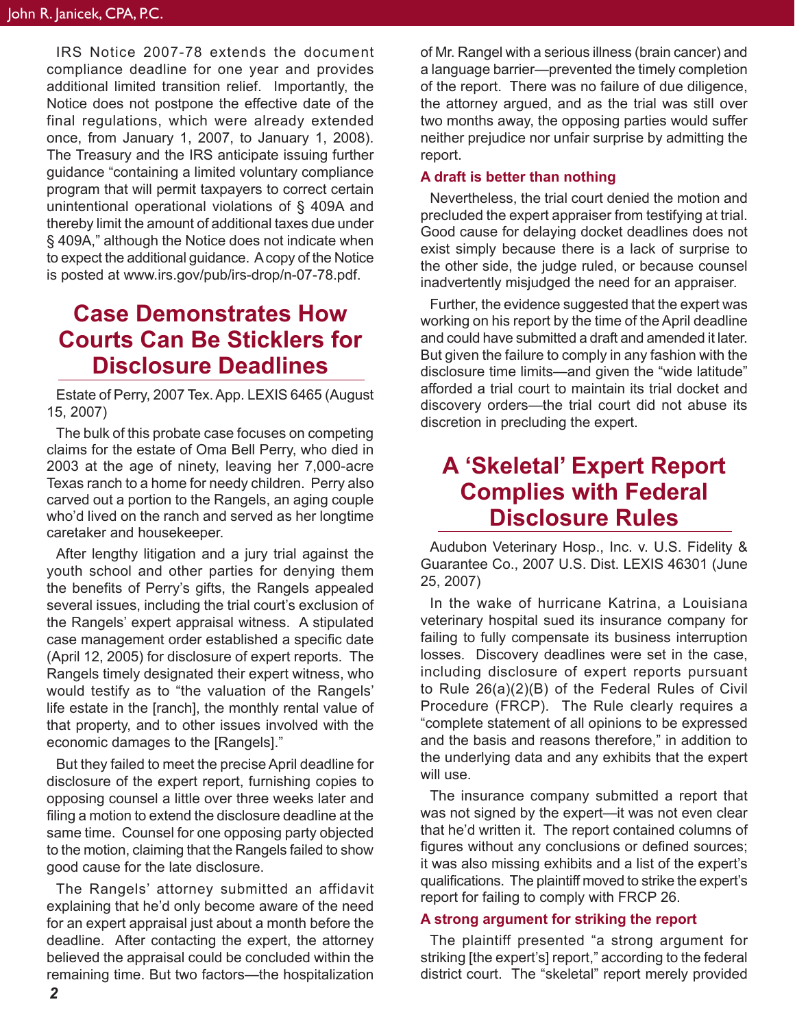IRS Notice 2007-78 extends the document compliance deadline for one year and provides additional limited transition relief. Importantly, the Notice does not postpone the effective date of the final regulations, which were already extended once, from January 1, 2007, to January 1, 2008). The Treasury and the IRS anticipate issuing further guidance "containing a limited voluntary compliance program that will permit taxpayers to correct certain unintentional operational violations of § 409A and thereby limit the amount of additional taxes due under § 409A," although the Notice does not indicate when to expect the additional guidance. A copy of the Notice is posted at www.irs.gov/pub/irs-drop/n-07-78.pdf.

## Case Demonstrates How Courts Can Be Sticklers for Disclosure Deadlines

Estate of Perry, 2007 Tex. App. LEXIS 6465 (August 15, 2007)

The bulk of this probate case focuses on competing claims for the estate of Oma Bell Perry, who died in 2003 at the age of ninety, leaving her 7,000-acre Texas ranch to a home for needy children. Perry also carved out a portion to the Rangels, an aging couple who'd lived on the ranch and served as her longtime caretaker and housekeeper.

After lengthy litigation and a jury trial against the youth school and other parties for denying them the benefits of Perry's gifts, the Rangels appealed several issues, including the trial court's exclusion of the Rangels' expert appraisal witness. A stipulated case management order established a specific date (April 12, 2005) for disclosure of expert reports. The Rangels timely designated their expert witness, who would testify as to "the valuation of the Rangels' life estate in the [ranch], the monthly rental value of that property, and to other issues involved with the economic damages to the [Rangels]."

But they failed to meet the precise April deadline for disclosure of the expert report, furnishing copies to opposing counsel a little over three weeks later and filing a motion to extend the disclosure deadline at the same time. Counsel for one opposing party objected to the motion, claiming that the Rangels failed to show good cause for the late disclosure.

The Rangels' attorney submitted an affidavit explaining that he'd only become aware of the need for an expert appraisal just about a month before the deadline. After contacting the expert, the attorney believed the appraisal could be concluded within the remaining time. But two factors—the hospitalization of Mr. Rangel with a serious illness (brain cancer) and a language barrier—prevented the timely completion of the report. There was no failure of due diligence, the attorney argued, and as the trial was still over two months away, the opposing parties would suffer neither prejudice nor unfair surprise by admitting the report.

### A draft is better than nothing

Nevertheless, the trial court denied the motion and precluded the expert appraiser from testifying at trial. Good cause for delaying docket deadlines does not exist simply because there is a lack of surprise to the other side, the judge ruled, or because counsel inadvertently misjudged the need for an appraiser.

Further, the evidence suggested that the expert was working on his report by the time of the April deadline and could have submitted a draft and amended it later. But given the failure to comply in any fashion with the disclosure time limits—and given the "wide latitude" afforded a trial court to maintain its trial docket and discovery orders—the trial court did not abuse its discretion in precluding the expert.

## A 'Skeletal' Expert Report Complies with Federal Disclosure Rules

Audubon Veterinary Hosp., Inc. v. U.S. Fidelity & Guarantee Co., 2007 U.S. Dist. LEXIS 46301 (June 25, 2007)

In the wake of hurricane Katrina, a Louisiana veterinary hospital sued its insurance company for failing to fully compensate its business interruption losses. Discovery deadlines were set in the case, including disclosure of expert reports pursuant to Rule 26(a)(2)(B) of the Federal Rules of Civil Procedure (FRCP). The Rule clearly requires a "complete statement of all opinions to be expressed and the basis and reasons therefore," in addition to the underlying data and any exhibits that the expert will use.

The insurance company submitted a report that was not signed by the expert—it was not even clear that he'd written it. The report contained columns of figures without any conclusions or defined sources; it was also missing exhibits and a list of the expert's qualifications. The plaintiff moved to strike the expert's report for failing to comply with FRCP 26.

### A strong argument for striking the report

The plaintiff presented "a strong argument for striking [the expert's] report," according to the federal district court. The "skeletal" report merely provided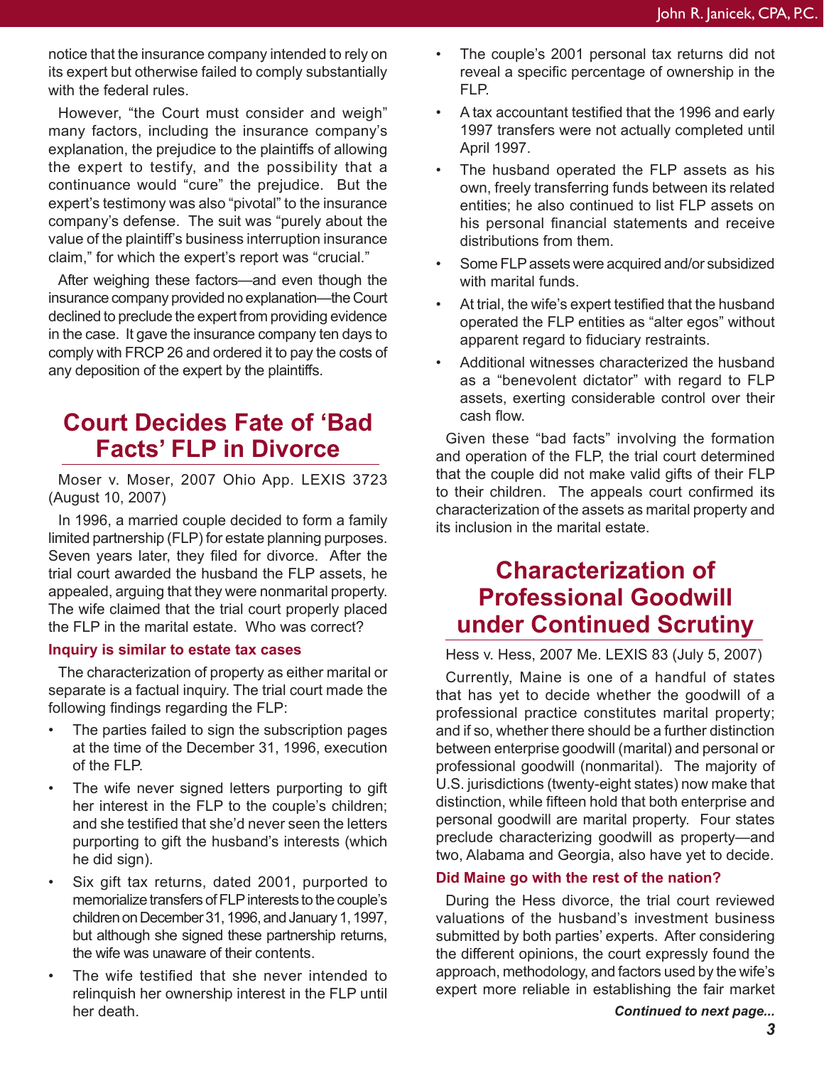notice that the insurance company intended to rely on its expert but otherwise failed to comply substantially with the federal rules.

However, "the Court must consider and weigh" many factors, including the insurance company's explanation, the prejudice to the plaintiffs of allowing the expert to testify, and the possibility that a continuance would "cure" the prejudice. But the expert's testimony was also "pivotal" to the insurance company's defense. The suit was "purely about the value of the plaintiff's business interruption insurance claim," for which the expert's report was "crucial."

After weighing these factors—and even though the insurance company provided no explanation—the Court declined to preclude the expert from providing evidence in the case. It gave the insurance company ten days to comply with FRCP 26 and ordered it to pay the costs of any deposition of the expert by the plaintiffs.

## Court Decides Fate of 'Bad Facts' FLP in Divorce

Moser v. Moser, 2007 Ohio App. LEXIS 3723 (August 10, 2007)

In 1996, a married couple decided to form a family limited partnership (FLP) for estate planning purposes. Seven years later, they filed for divorce. After the trial court awarded the husband the FLP assets, he appealed, arguing that they were nonmarital property. The wife claimed that the trial court properly placed the FLP in the marital estate. Who was correct?

### Inquiry is similar to estate tax cases

The characterization of property as either marital or separate is a factual inquiry. The trial court made the following findings regarding the FLP:

- The parties failed to sign the subscription pages at the time of the December 31, 1996, execution of the FLP.
- The wife never signed letters purporting to gift her interest in the FLP to the couple's children; and she testified that she'd never seen the letters purporting to gift the husband's interests (which he did sign).
- Six gift tax returns, dated 2001, purported to memorialize transfers of FLP interests to the couple's children on December 31, 1996, and January 1, 1997, but although she signed these partnership returns, the wife was unaware of their contents.
- The wife testified that she never intended to relinquish her ownership interest in the FLP until her death.
- The couple's 2001 personal tax returns did not reveal a specific percentage of ownership in the FLP.
- A tax accountant testified that the 1996 and early 1997 transfers were not actually completed until April 1997.
- The husband operated the FLP assets as his own, freely transferring funds between its related entities; he also continued to list FLP assets on his personal financial statements and receive distributions from them.
- Some FLP assets were acquired and/or subsidized with marital funds.
- At trial, the wife's expert testified that the husband operated the FLP entities as "alter egos" without apparent regard to fiduciary restraints.
- Additional witnesses characterized the husband as a "benevolent dictator" with regard to FLP assets, exerting considerable control over their cash flow.

Given these "bad facts" involving the formation and operation of the FLP, the trial court determined that the couple did not make valid gifts of their FLP to their children. The appeals court confirmed its characterization of the assets as marital property and its inclusion in the marital estate.

## Characterization of Professional Goodwill under Continued Scrutiny

Hess v. Hess, 2007 Me. LEXIS 83 (July 5, 2007)

Currently, Maine is one of a handful of states that has yet to decide whether the goodwill of a professional practice constitutes marital property; and if so, whether there should be a further distinction between enterprise goodwill (marital) and personal or professional goodwill (nonmarital). The majority of U.S. jurisdictions (twenty-eight states) now make that distinction, while fifteen hold that both enterprise and personal goodwill are marital property. Four states preclude characterizing goodwill as property—and two, Alabama and Georgia, also have yet to decide.

### Did Maine go with the rest of the nation?

During the Hess divorce, the trial court reviewed valuations of the husband's investment business submitted by both parties' experts. After considering the different opinions, the court expressly found the approach, methodology, and factors used by the wife's expert more reliable in establishing the fair market

***Continued to next page...***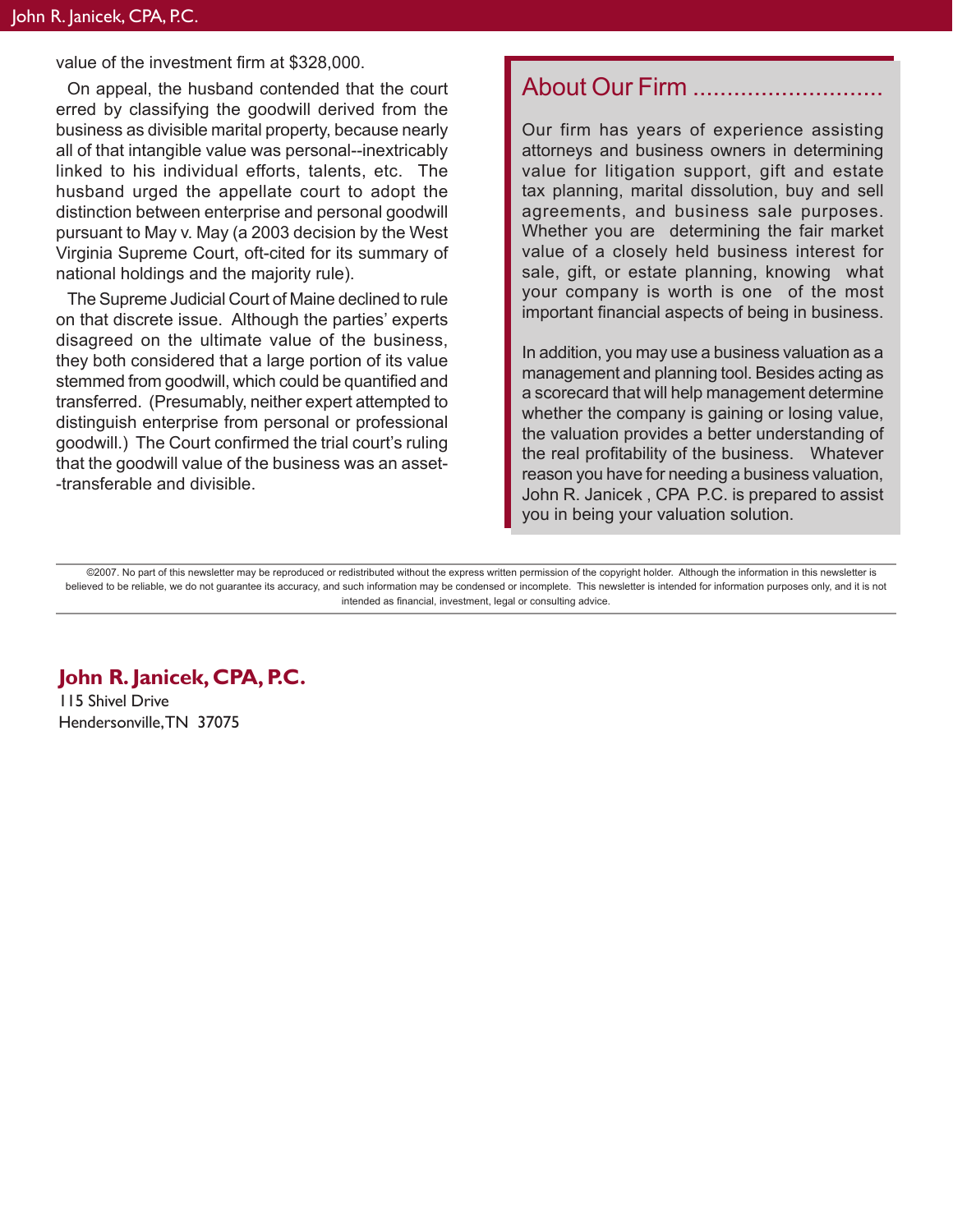value of the investment firm at $328,000.

On appeal, the husband contended that the court erred by classifying the goodwill derived from the business as divisible marital property, because nearly all of that intangible value was personal--inextricably linked to his individual efforts, talents, etc. The husband urged the appellate court to adopt the distinction between enterprise and personal goodwill pursuant to May v. May (a 2003 decision by the West Virginia Supreme Court, oft-cited for its summary of national holdings and the majority rule).

The Supreme Judicial Court of Maine declined to rule on that discrete issue. Although the parties' experts disagreed on the ultimate value of the business, they both considered that a large portion of its value stemmed from goodwill, which could be quantified and transferred. (Presumably, neither expert attempted to distinguish enterprise from personal or professional goodwill.) The Court confirmed the trial court's ruling that the goodwill value of the business was an asset--transferable and divisible.

## About Our Firm ............................

Our firm has years of experience assisting attorneys and business owners in determining value for litigation support, gift and estate tax planning, marital dissolution, buy and sell agreements, and business sale purposes. Whether you are determining the fair market value of a closely held business interest for sale, gift, or estate planning, knowing what your company is worth is one of the most important financial aspects of being in business.

In addition, you may use a business valuation as a management and planning tool. Besides acting as a scorecard that will help management determine whether the company is gaining or losing value, the valuation provides a better understanding of the real profitability of the business. Whatever reason you have for needing a business valuation, John R. Janicek , CPA P.C. is prepared to assist you in being your valuation solution.

©2007. No part of this newsletter may be reproduced or redistributed without the express written permission of the copyright holder. Although the information in this newsletter is believed to be reliable, we do not guarantee its accuracy, and such information may be condensed or incomplete. This newsletter is intended for information purposes only, and it is not intended as financial, investment, legal or consulting advice.

**John R. Janicek, CPA, P.C.**
115 Shivel Drive
Hendersonville, TN 37075